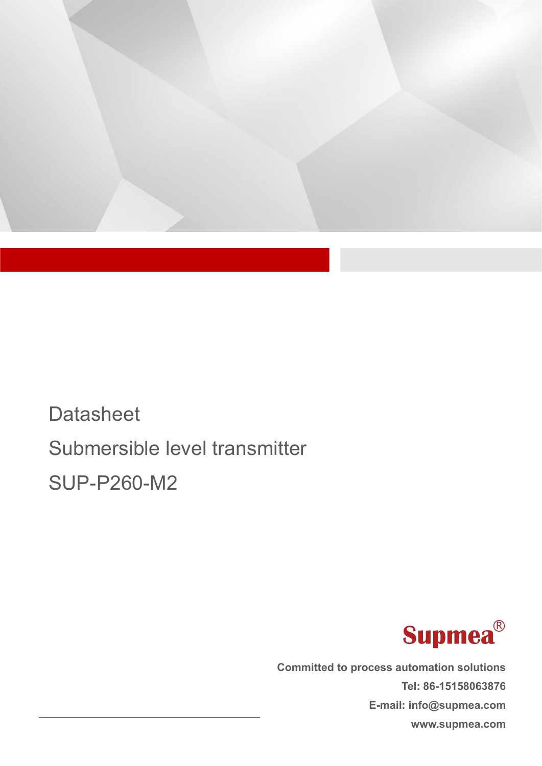Datasheet

# Submersible level transmitter

# SUP-P260-M2

Supmea®

**Committed to process automation solutions**

**Tel: 86-15158063876**

**E-mail: info@supmea.com**

**www.supmea.com**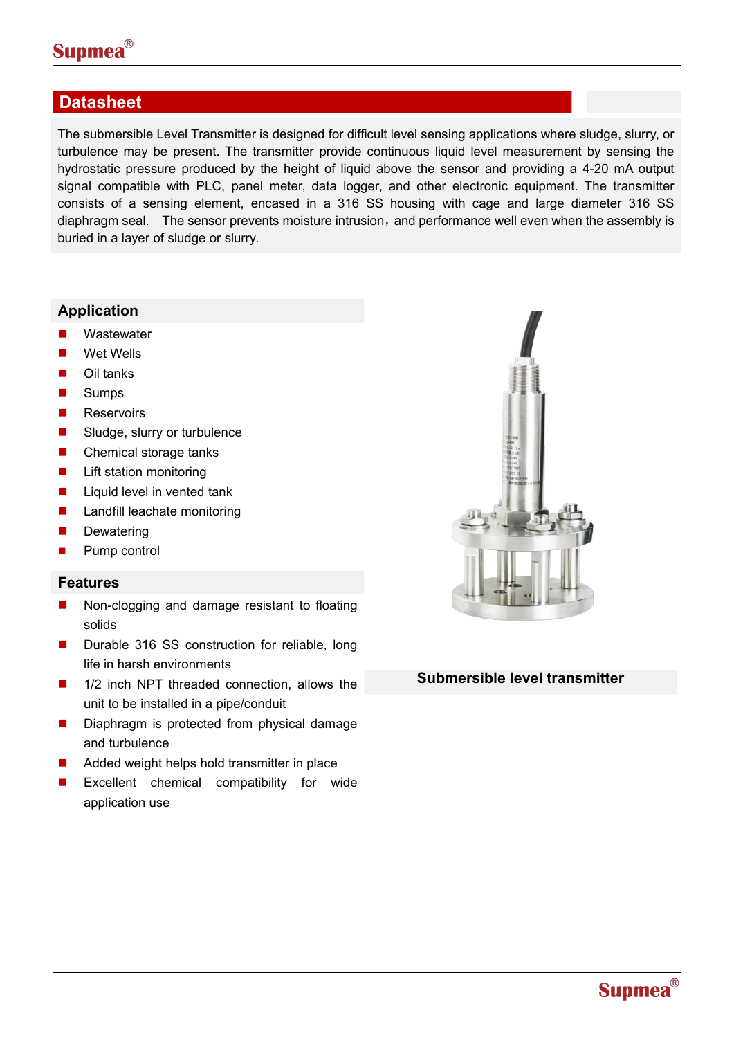## Datasheet

The submersible Level Transmitter is designed for difficult level sensing applications where sludge, slurry, or turbulence may be present. The transmitter provide continuous liquid level measurement by sensing the hydrostatic pressure produced by the height of liquid above the sensor and providing a 4-20 mA output signal compatible with PLC, panel meter, data logger, and other electronic equipment. The transmitter consists of a sensing element, encased in a 316 SS housing with cage and large diameter 316 SS diaphragm seal. The sensor prevents moisture intrusion，and performance well even when the assembly is buried in a layer of sludge or slurry.

### Application

- Wastewater
- Wet Wells
- Oil tanks
- Sumps
- Reservoirs
- Sludge, slurry or turbulence
- Chemical storage tanks
- Lift station monitoring
- Liquid level in vented tank
- Landfill leachate monitoring
- Dewatering
- Pump control

### Features

- Non-clogging and damage resistant to floating solids
- Durable 316 SS construction for reliable, long life in harsh environments
- 1/2 inch NPT threaded connection, allows the unit to be installed in a pipe/conduit
- Diaphragm is protected from physical damage and turbulence
- Added weight helps hold transmitter in place
- Excellent chemical compatibility for wide application use

**Submersible level transmitter**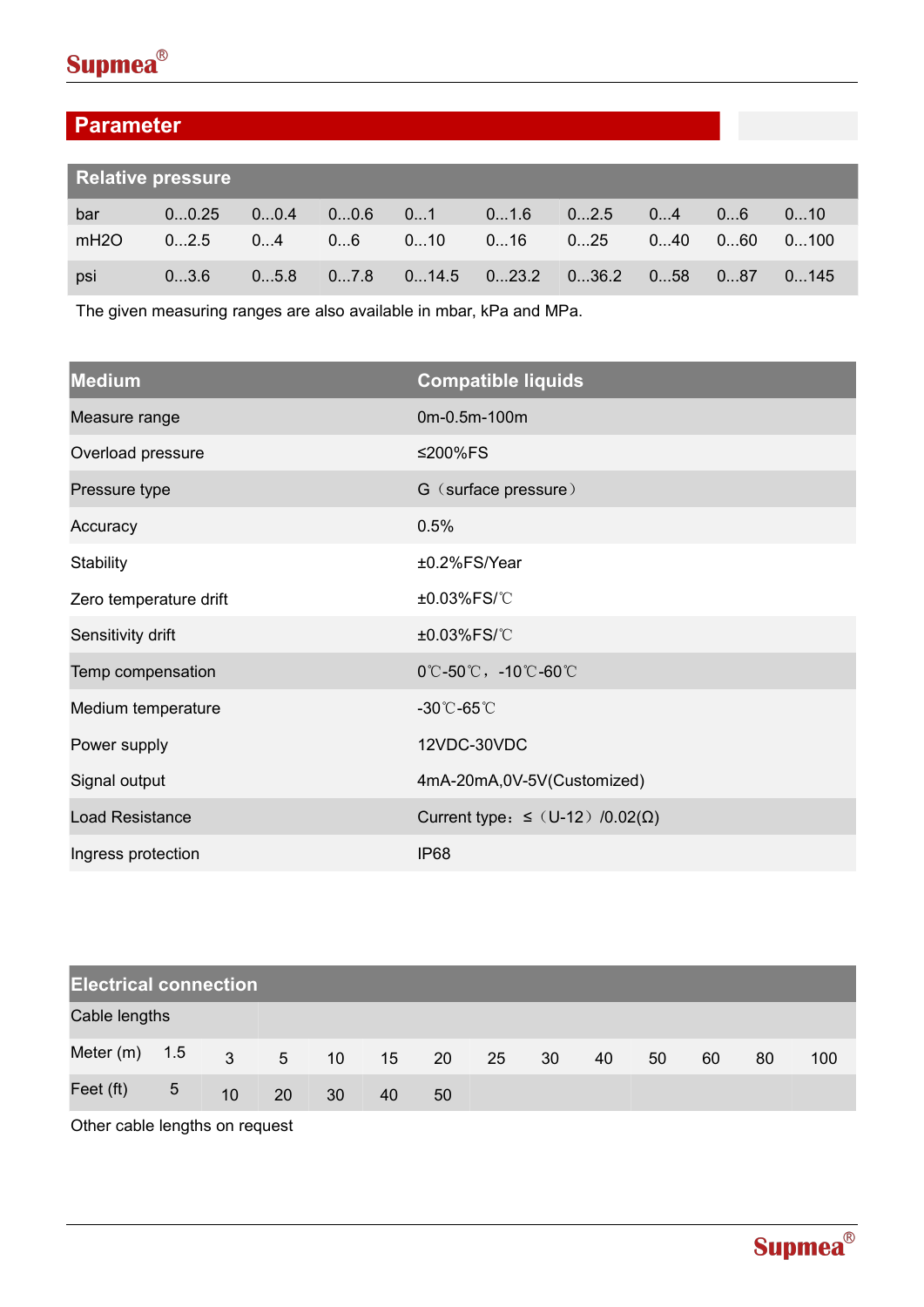## Parameter

| Relative pressure | | | | | | | | | |
|---|---|---|---|---|---|---|---|---|---|
| bar | 0...0.25 | 0...0.4 | 0...0.6 | 0...1 | 0...1.6 | 0...2.5 | 0...4 | 0...6 | 0...10 |
| mH2O | 0...2.5 | 0...4 | 0...6 | 0...10 | 0...16 | 0...25 | 0...40 | 0...60 | 0...100 |
| psi | 0...3.6 | 0...5.8 | 0...7.8 | 0...14.5 | 0...23.2 | 0...36.2 | 0...58 | 0...87 | 0...145 |

The given measuring ranges are also available in mbar, kPa and MPa.

| Medium | Compatible liquids |
|---|---|
| Measure range | 0m-0.5m-100m |
| Overload pressure | ≤200%FS |
| Pressure type | G（surface pressure） |
| Accuracy | 0.5% |
| Stability | ±0.2%FS/Year |
| Zero temperature drift | ±0.03%FS/℃ |
| Sensitivity drift | ±0.03%FS/℃ |
| Temp compensation | 0℃-50℃，-10℃-60℃ |
| Medium temperature | -30℃-65℃ |
| Power supply | 12VDC-30VDC |
| Signal output | 4mA-20mA,0V-5V(Customized) |
| Load Resistance | Current type：≤（U-12）/0.02(Ω) |
| Ingress protection | IP68 |

| Electrical connection | | | | | | | | | | | | | |
|---|---|---|---|---|---|---|---|---|---|---|---|---|---|
| Cable lengths | | | | | | | | | | | | | |
| Meter (m) | 1.5 | 3 | 5 | 10 | 15 | 20 | 25 | 30 | 40 | 50 | 60 | 80 | 100 |
| Feet (ft) | 5 | 10 | 20 | 30 | 40 | 50 | | | | | | | |

Other cable lengths on request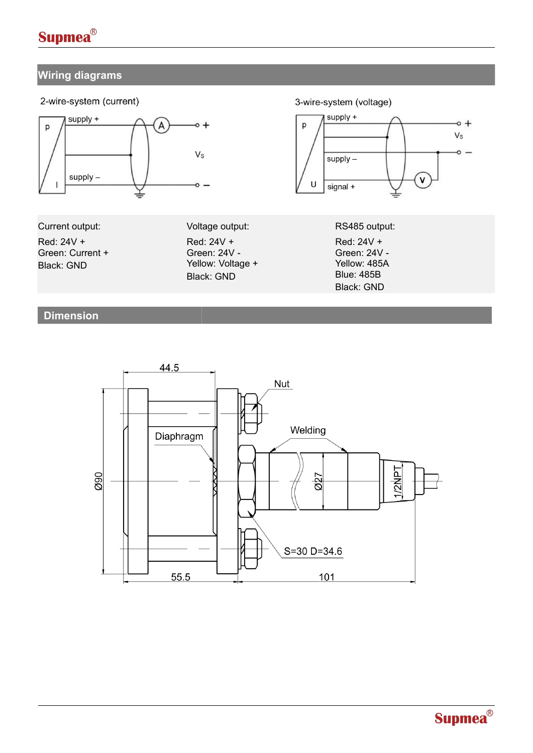## Wiring diagrams

2-wire-system (current)

3-wire-system (voltage)

| Current output: | Voltage output: | RS485 output: |
| --- | --- | --- |
| Red: 24V + | Red: 24V + | Red: 24V + |
| Green: Current + | Green: 24V - | Green: 24V - |
| Black: GND | Yellow: Voltage + | Yellow: 485A |
| | Black: GND | Blue: 485B |
| | | Black: GND |

## Dimension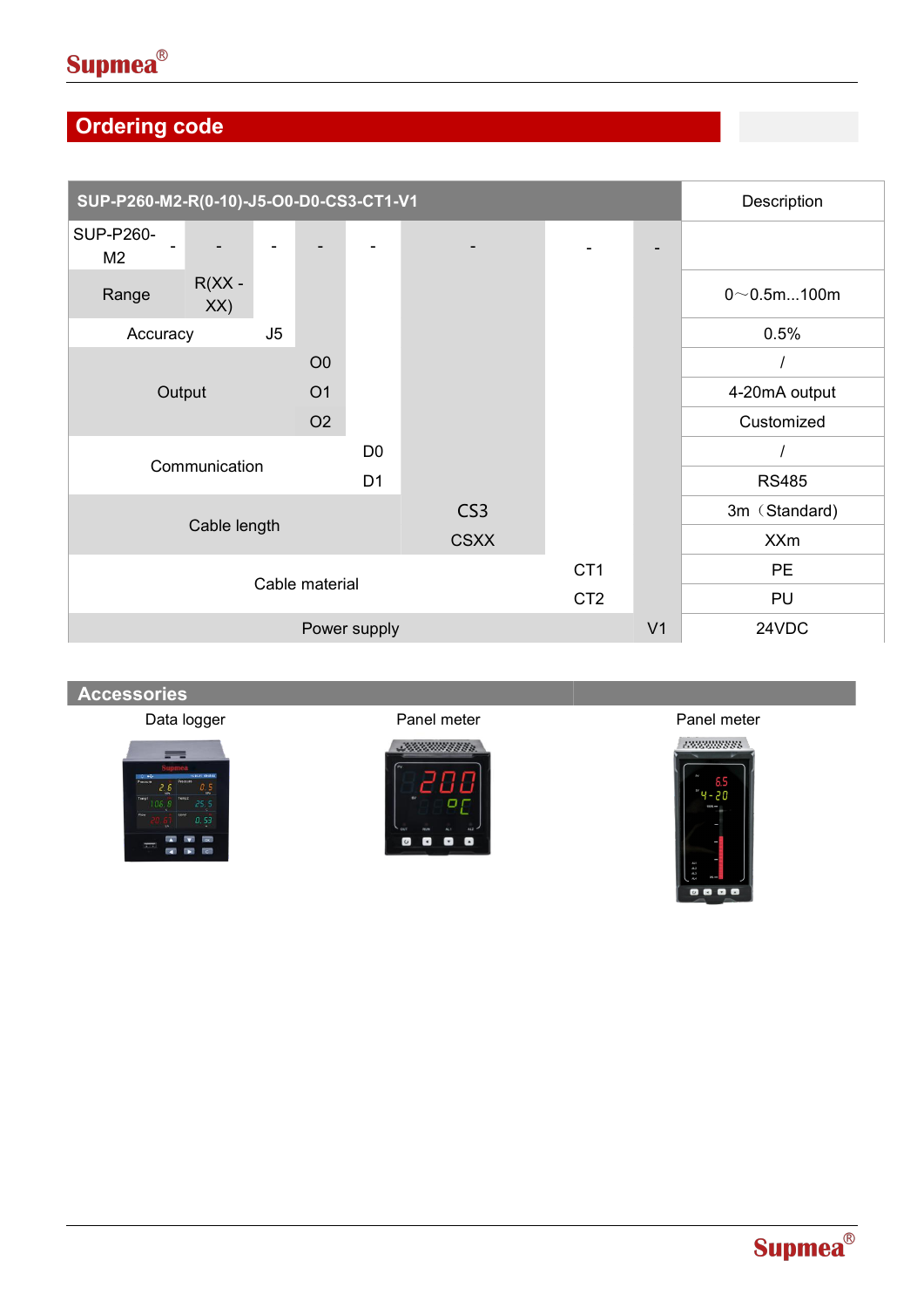## Ordering code

| SUP-P260-M2-R(0-10)-J5-O0-D0-CS3-CT1-V1 | | | | | | | | | Description |
|---|---|---|---|---|---|---|---|---|---|
| SUP-P260-M2 | - | - | - | - | - | - | - | - | |
| Range | | R(XX - XX) | | | | | | | 0～0.5m...100m |
| Accuracy | | | J5 | | | | | | 0.5% |
| Output | | | | O0 | | | | | / |
| | | | | O1 | | | | | 4-20mA output |
| | | | | O2 | | | | | Customized |
| Communication | | | | | D0 | | | | / |
| | | | | | D1 | | | | RS485 |
| Cable length | | | | | | CS3 | | | 3m（Standard) |
| | | | | | | CSXX | | | XXm |
| Cable material | | | | | | | CT1 | | PE |
| | | | | | | | CT2 | | PU |
| Power supply | | | | | | | | V1 | 24VDC |

## Accessories

Data logger

Panel meter

Panel meter